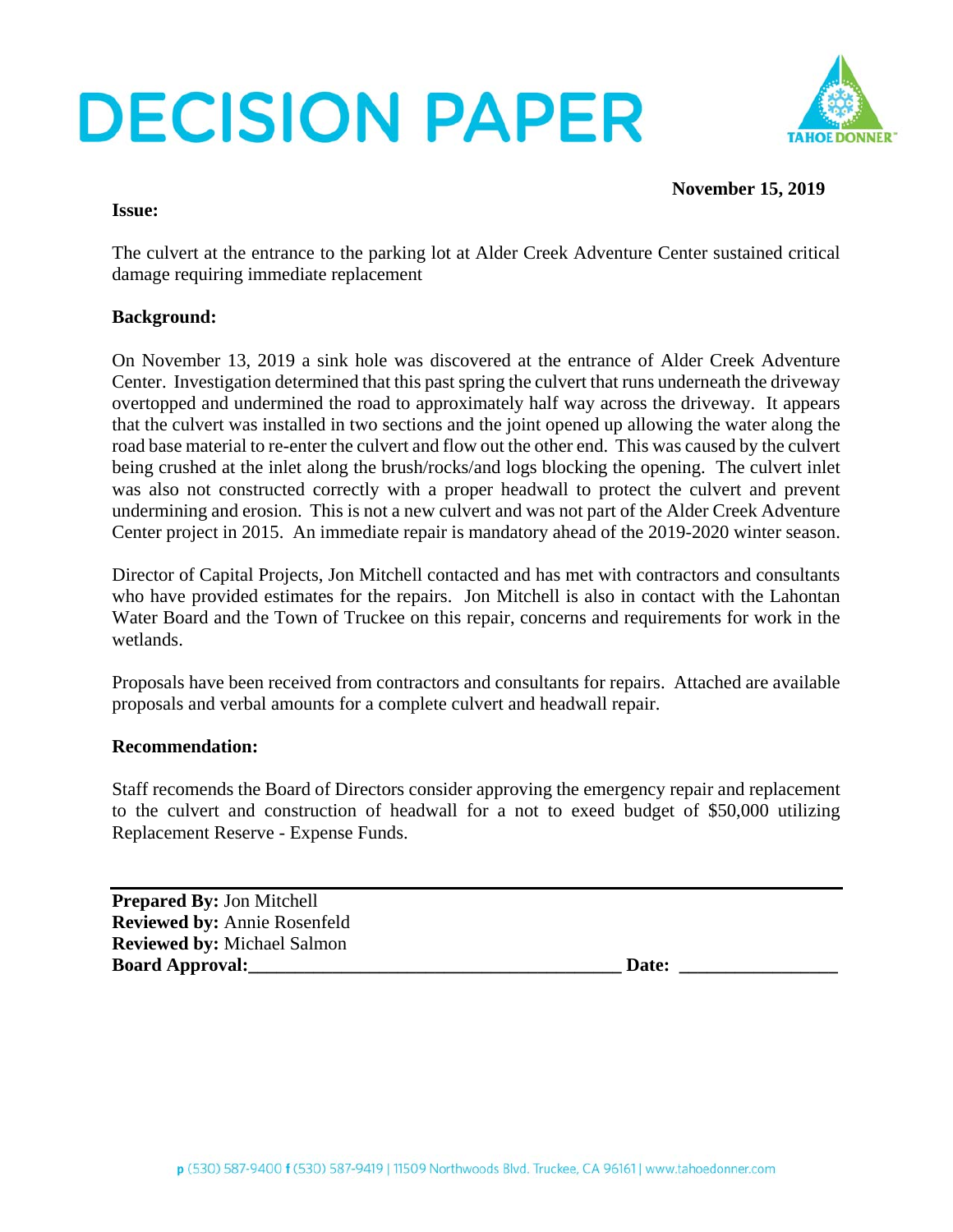# DECISION PAPER

**November 15, 2019**

**Issue:**

The culvert at the entrance to the parking lot at Alder Creek Adventure Center sustained critical damage requiring immediate replacement

**Background:**

On November 13, 2019 a sink hole was discovered at the entrance of Alder Creek Adventure Center. Investigation determined that this past spring the culvert that runs underneath the driveway overtopped and undermined the road to approximately half way across the driveway. It appears that the culvert was installed in two sections and the joint opened up allowing the water along the road base material to re-enter the culvert and flow out the other end. This was caused by the culvert being crushed at the inlet along the brush/rocks/and logs blocking the opening. The culvert inlet was also not constructed correctly with a proper headwall to protect the culvert and prevent undermining and erosion. This is not a new culvert and was not part of the Alder Creek Adventure Center project in 2015. An immediate repair is mandatory ahead of the 2019-2020 winter season.

Director of Capital Projects, Jon Mitchell contacted and has met with contractors and consultants who have provided estimates for the repairs. Jon Mitchell is also in contact with the Lahontan Water Board and the Town of Truckee on this repair, concerns and requirements for work in the wetlands.

Proposals have been received from contractors and consultants for repairs. Attached are available proposals and verbal amounts for a complete culvert and headwall repair.

**Recommendation:**

Staff recomends the Board of Directors consider approving the emergency repair and replacement to the culvert and construction of headwall for a not to exeed budget of $50,000 utilizing Replacement Reserve - Expense Funds.

---

**Prepared By:** Jon Mitchell
**Reviewed by:** Annie Rosenfeld
**Reviewed by:** Michael Salmon
**Board Approval:**________________________________________ **Date:** ________________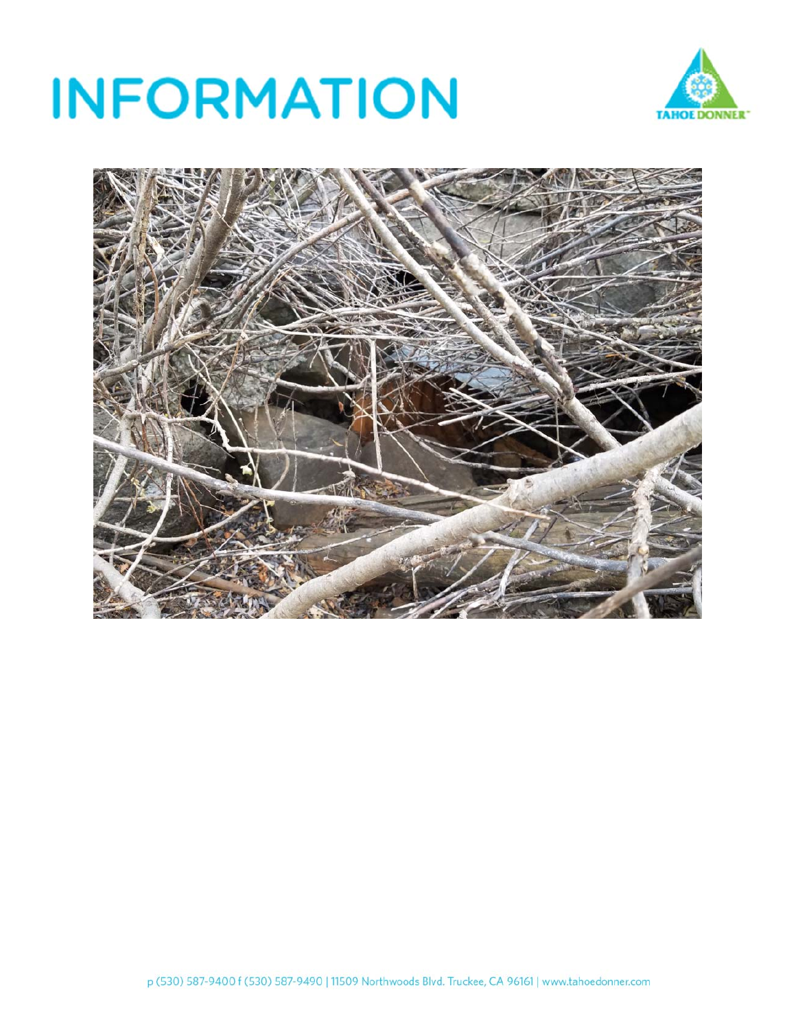# INFORMATION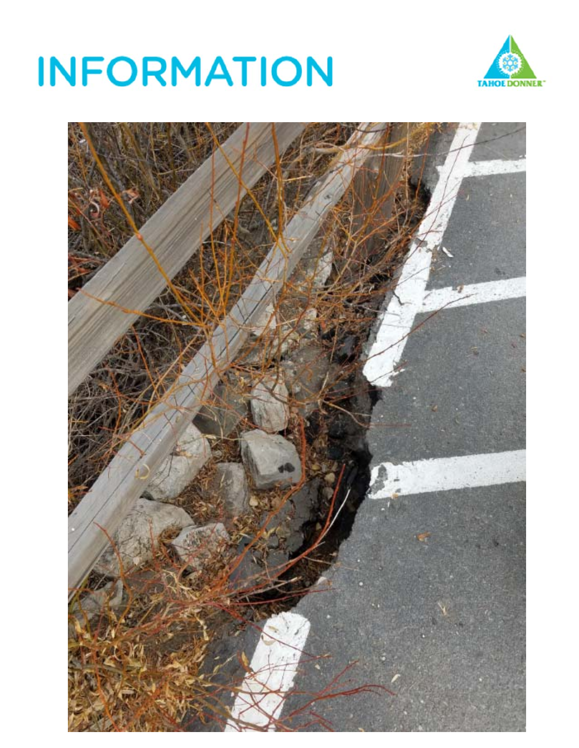# INFORMATION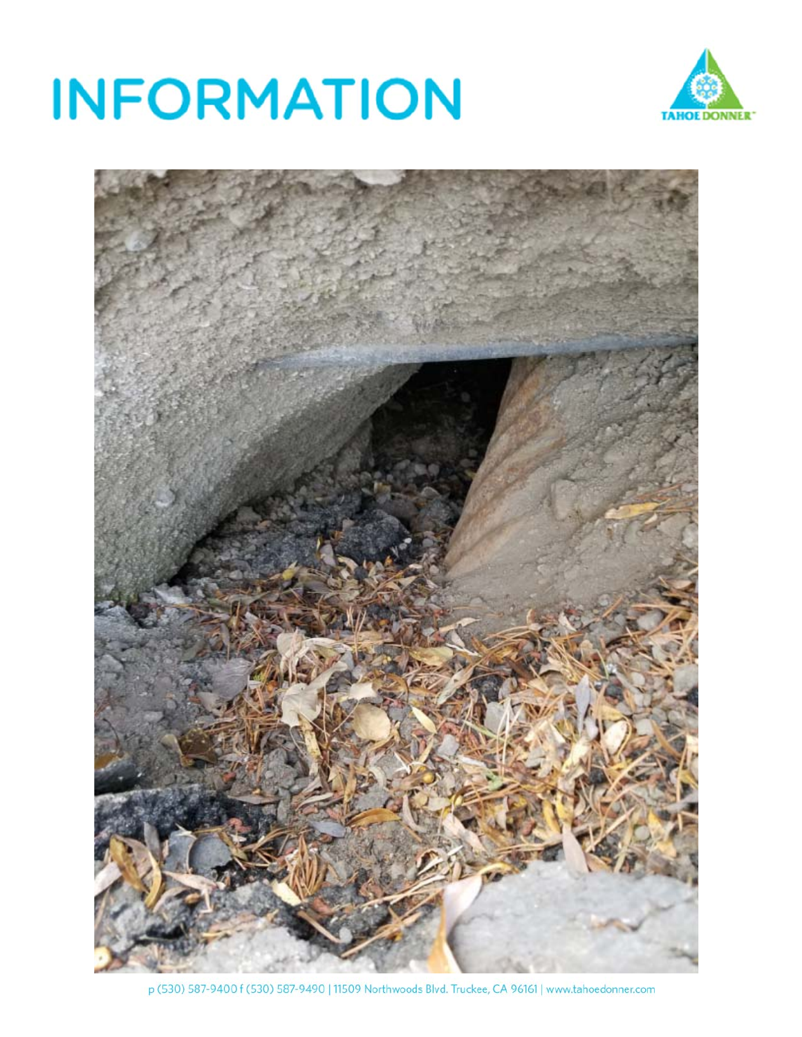# INFORMATION